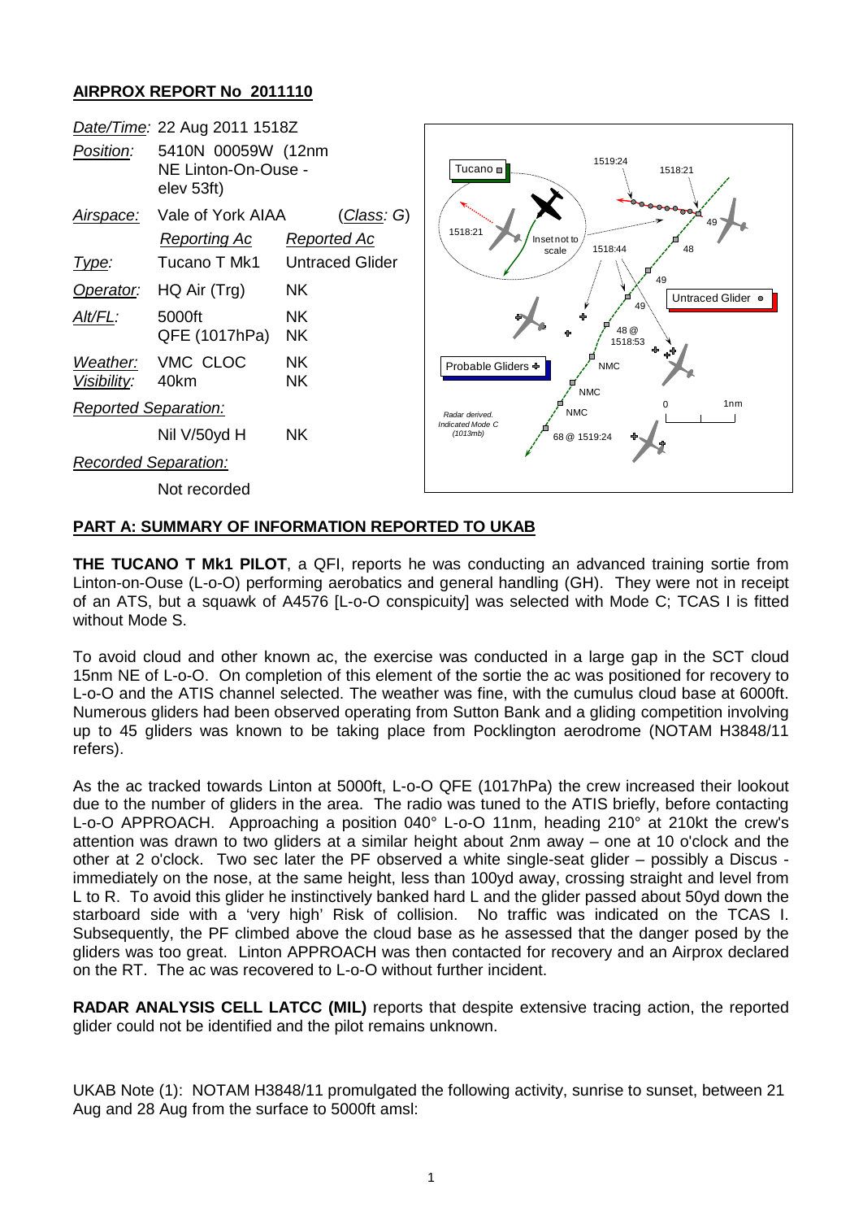## AIRPROX REPORT No 2011110

| | | |
|---|---|---|
| *Date/Time:* | 22 Aug 2011 1518Z | |
| *Position:* | 5410N 00059W (12nm NE Linton-On-Ouse - elev 53ft) | |
| *Airspace:* | Vale of York AIAA | (*Class:* G) |
| | *Reporting Ac* | *Reported Ac* |
| *Type:* | Tucano T Mk1 | Untraced Glider |
| *Operator:* | HQ Air (Trg) | NK |
| *Alt/FL:* | 5000ft QFE (1017hPa) | NK NK |
| *Weather:* | VMC CLOC | NK |
| *Visibility:* | 40km | NK |
| *Reported Separation:* | | |
| | Nil V/50yd H | NK |
| *Recorded Separation:* | | |
| | Not recorded | |

## PART A: SUMMARY OF INFORMATION REPORTED TO UKAB

**THE TUCANO T Mk1 PILOT**, a QFI, reports he was conducting an advanced training sortie from Linton-on-Ouse (L-o-O) performing aerobatics and general handling (GH). They were not in receipt of an ATS, but a squawk of A4576 [L-o-O conspicuity] was selected with Mode C; TCAS I is fitted without Mode S.

To avoid cloud and other known ac, the exercise was conducted in a large gap in the SCT cloud 15nm NE of L-o-O. On completion of this element of the sortie the ac was positioned for recovery to L-o-O and the ATIS channel selected. The weather was fine, with the cumulus cloud base at 6000ft. Numerous gliders had been observed operating from Sutton Bank and a gliding competition involving up to 45 gliders was known to be taking place from Pocklington aerodrome (NOTAM H3848/11 refers).

As the ac tracked towards Linton at 5000ft, L-o-O QFE (1017hPa) the crew increased their lookout due to the number of gliders in the area. The radio was tuned to the ATIS briefly, before contacting L-o-O APPROACH. Approaching a position 040° L-o-O 11nm, heading 210° at 210kt the crew's attention was drawn to two gliders at a similar height about 2nm away – one at 10 o'clock and the other at 2 o'clock. Two sec later the PF observed a white single-seat glider – possibly a Discus - immediately on the nose, at the same height, less than 100yd away, crossing straight and level from L to R. To avoid this glider he instinctively banked hard L and the glider passed about 50yd down the starboard side with a 'very high' Risk of collision. No traffic was indicated on the TCAS I. Subsequently, the PF climbed above the cloud base as he assessed that the danger posed by the gliders was too great. Linton APPROACH was then contacted for recovery and an Airprox declared on the RT. The ac was recovered to L-o-O without further incident.

**RADAR ANALYSIS CELL LATCC (MIL)** reports that despite extensive tracing action, the reported glider could not be identified and the pilot remains unknown.

UKAB Note (1): NOTAM H3848/11 promulgated the following activity, sunrise to sunset, between 21 Aug and 28 Aug from the surface to 5000ft amsl: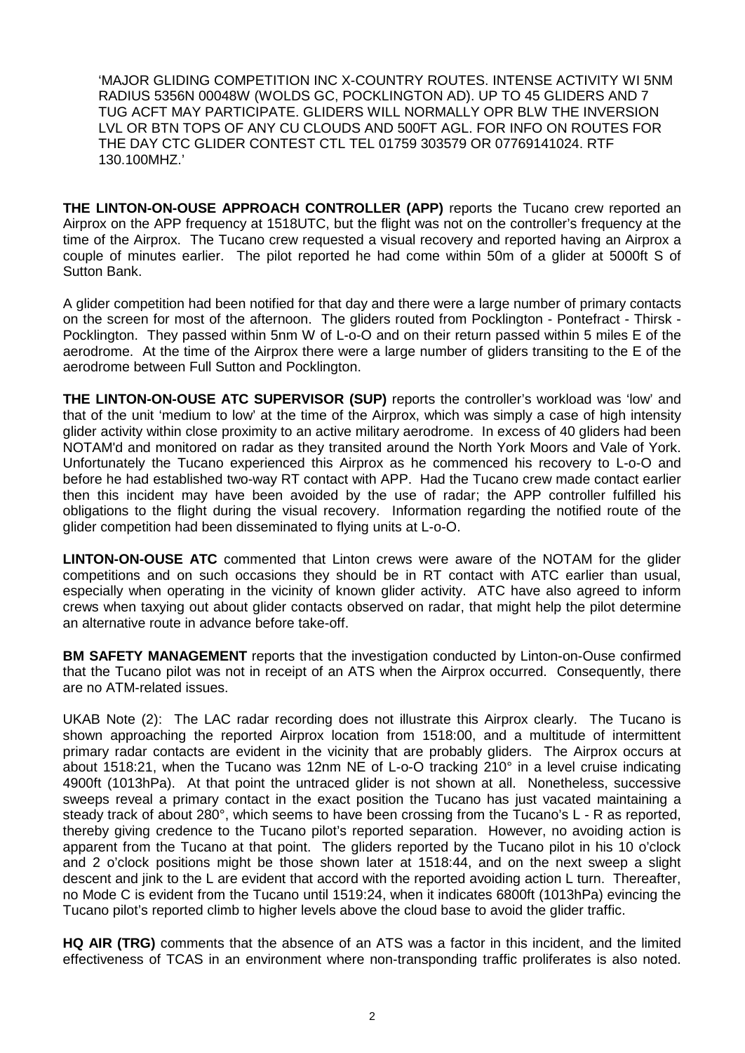'MAJOR GLIDING COMPETITION INC X-COUNTRY ROUTES. INTENSE ACTIVITY WI 5NM RADIUS 5356N 00048W (WOLDS GC, POCKLINGTON AD). UP TO 45 GLIDERS AND 7 TUG ACFT MAY PARTICIPATE. GLIDERS WILL NORMALLY OPR BLW THE INVERSION LVL OR BTN TOPS OF ANY CU CLOUDS AND 500FT AGL. FOR INFO ON ROUTES FOR THE DAY CTC GLIDER CONTEST CTL TEL 01759 303579 OR 07769141024. RTF 130.100MHZ.'

**THE LINTON-ON-OUSE APPROACH CONTROLLER (APP)** reports the Tucano crew reported an Airprox on the APP frequency at 1518UTC, but the flight was not on the controller's frequency at the time of the Airprox. The Tucano crew requested a visual recovery and reported having an Airprox a couple of minutes earlier. The pilot reported he had come within 50m of a glider at 5000ft S of Sutton Bank.

A glider competition had been notified for that day and there were a large number of primary contacts on the screen for most of the afternoon. The gliders routed from Pocklington - Pontefract - Thirsk - Pocklington. They passed within 5nm W of L-o-O and on their return passed within 5 miles E of the aerodrome. At the time of the Airprox there were a large number of gliders transiting to the E of the aerodrome between Full Sutton and Pocklington.

**THE LINTON-ON-OUSE ATC SUPERVISOR (SUP)** reports the controller's workload was 'low' and that of the unit 'medium to low' at the time of the Airprox, which was simply a case of high intensity glider activity within close proximity to an active military aerodrome. In excess of 40 gliders had been NOTAM'd and monitored on radar as they transited around the North York Moors and Vale of York. Unfortunately the Tucano experienced this Airprox as he commenced his recovery to L-o-O and before he had established two-way RT contact with APP. Had the Tucano crew made contact earlier then this incident may have been avoided by the use of radar; the APP controller fulfilled his obligations to the flight during the visual recovery. Information regarding the notified route of the glider competition had been disseminated to flying units at L-o-O.

**LINTON-ON-OUSE ATC** commented that Linton crews were aware of the NOTAM for the glider competitions and on such occasions they should be in RT contact with ATC earlier than usual, especially when operating in the vicinity of known glider activity. ATC have also agreed to inform crews when taxying out about glider contacts observed on radar, that might help the pilot determine an alternative route in advance before take-off.

**BM SAFETY MANAGEMENT** reports that the investigation conducted by Linton-on-Ouse confirmed that the Tucano pilot was not in receipt of an ATS when the Airprox occurred. Consequently, there are no ATM-related issues.

UKAB Note (2): The LAC radar recording does not illustrate this Airprox clearly. The Tucano is shown approaching the reported Airprox location from 1518:00, and a multitude of intermittent primary radar contacts are evident in the vicinity that are probably gliders. The Airprox occurs at about 1518:21, when the Tucano was 12nm NE of L-o-O tracking 210° in a level cruise indicating 4900ft (1013hPa). At that point the untraced glider is not shown at all. Nonetheless, successive sweeps reveal a primary contact in the exact position the Tucano has just vacated maintaining a steady track of about 280°, which seems to have been crossing from the Tucano's L - R as reported, thereby giving credence to the Tucano pilot's reported separation. However, no avoiding action is apparent from the Tucano at that point. The gliders reported by the Tucano pilot in his 10 o'clock and 2 o'clock positions might be those shown later at 1518:44, and on the next sweep a slight descent and jink to the L are evident that accord with the reported avoiding action L turn. Thereafter, no Mode C is evident from the Tucano until 1519:24, when it indicates 6800ft (1013hPa) evincing the Tucano pilot's reported climb to higher levels above the cloud base to avoid the glider traffic.

**HQ AIR (TRG)** comments that the absence of an ATS was a factor in this incident, and the limited effectiveness of TCAS in an environment where non-transponding traffic proliferates is also noted.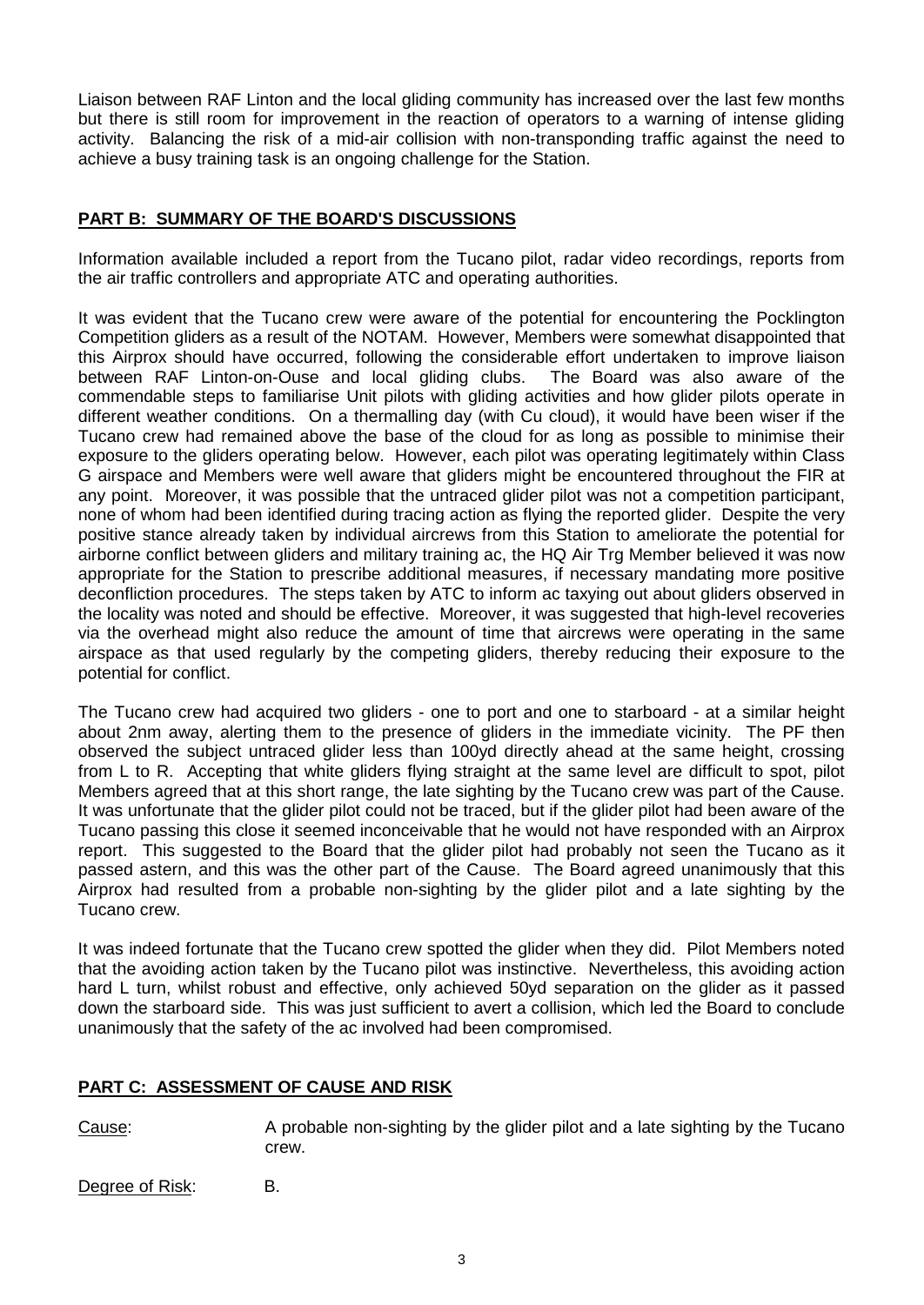Liaison between RAF Linton and the local gliding community has increased over the last few months but there is still room for improvement in the reaction of operators to a warning of intense gliding activity. Balancing the risk of a mid-air collision with non-transponding traffic against the need to achieve a busy training task is an ongoing challenge for the Station.

## PART B: SUMMARY OF THE BOARD'S DISCUSSIONS

Information available included a report from the Tucano pilot, radar video recordings, reports from the air traffic controllers and appropriate ATC and operating authorities.

It was evident that the Tucano crew were aware of the potential for encountering the Pocklington Competition gliders as a result of the NOTAM. However, Members were somewhat disappointed that this Airprox should have occurred, following the considerable effort undertaken to improve liaison between RAF Linton-on-Ouse and local gliding clubs. The Board was also aware of the commendable steps to familiarise Unit pilots with gliding activities and how glider pilots operate in different weather conditions. On a thermalling day (with Cu cloud), it would have been wiser if the Tucano crew had remained above the base of the cloud for as long as possible to minimise their exposure to the gliders operating below. However, each pilot was operating legitimately within Class G airspace and Members were well aware that gliders might be encountered throughout the FIR at any point. Moreover, it was possible that the untraced glider pilot was not a competition participant, none of whom had been identified during tracing action as flying the reported glider. Despite the very positive stance already taken by individual aircrews from this Station to ameliorate the potential for airborne conflict between gliders and military training ac, the HQ Air Trg Member believed it was now appropriate for the Station to prescribe additional measures, if necessary mandating more positive deconfliction procedures. The steps taken by ATC to inform ac taxying out about gliders observed in the locality was noted and should be effective. Moreover, it was suggested that high-level recoveries via the overhead might also reduce the amount of time that aircrews were operating in the same airspace as that used regularly by the competing gliders, thereby reducing their exposure to the potential for conflict.

The Tucano crew had acquired two gliders - one to port and one to starboard - at a similar height about 2nm away, alerting them to the presence of gliders in the immediate vicinity. The PF then observed the subject untraced glider less than 100yd directly ahead at the same height, crossing from L to R. Accepting that white gliders flying straight at the same level are difficult to spot, pilot Members agreed that at this short range, the late sighting by the Tucano crew was part of the Cause. It was unfortunate that the glider pilot could not be traced, but if the glider pilot had been aware of the Tucano passing this close it seemed inconceivable that he would not have responded with an Airprox report. This suggested to the Board that the glider pilot had probably not seen the Tucano as it passed astern, and this was the other part of the Cause. The Board agreed unanimously that this Airprox had resulted from a probable non-sighting by the glider pilot and a late sighting by the Tucano crew.

It was indeed fortunate that the Tucano crew spotted the glider when they did. Pilot Members noted that the avoiding action taken by the Tucano pilot was instinctive. Nevertheless, this avoiding action hard L turn, whilst robust and effective, only achieved 50yd separation on the glider as it passed down the starboard side. This was just sufficient to avert a collision, which led the Board to conclude unanimously that the safety of the ac involved had been compromised.

## PART C: ASSESSMENT OF CAUSE AND RISK

Cause: A probable non-sighting by the glider pilot and a late sighting by the Tucano crew.

Degree of Risk: B.